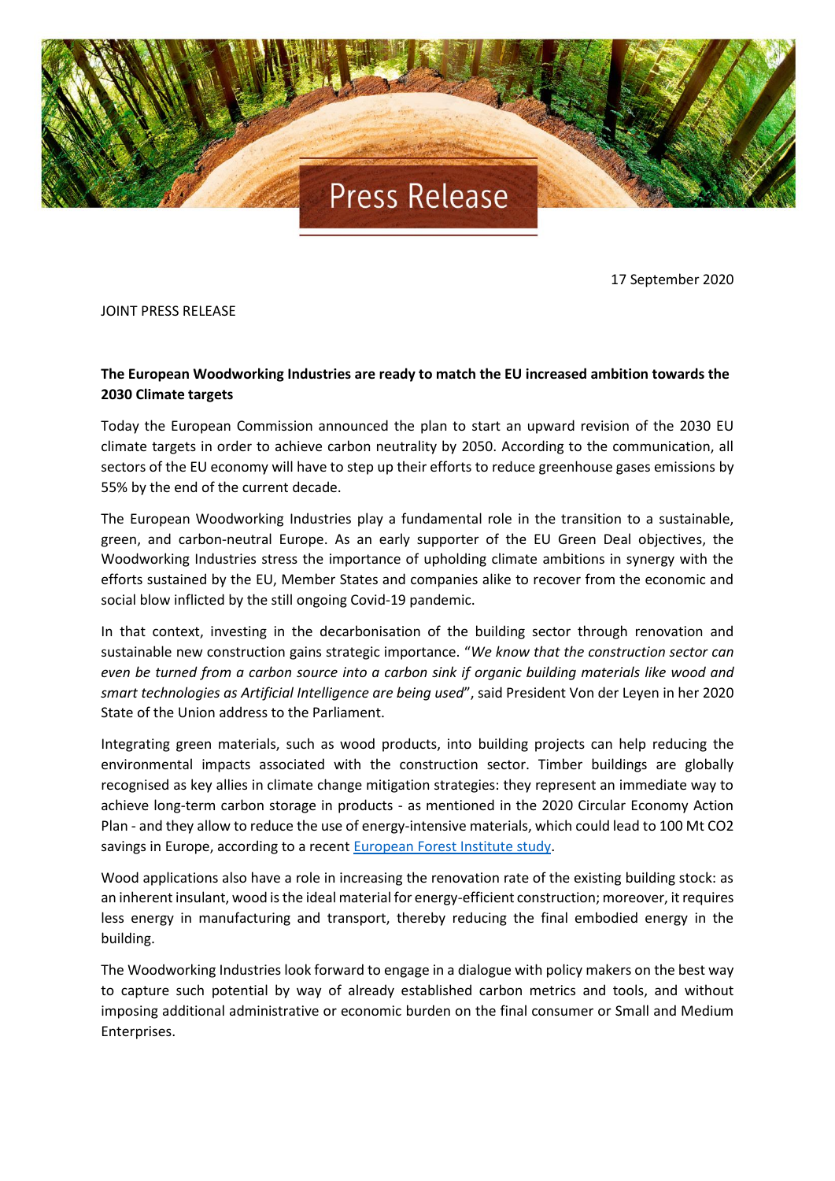Press Release

17 September 2020

JOINT PRESS RELEASE

**The European Woodworking Industries are ready to match the EU increased ambition towards the 2030 Climate targets**

Today the European Commission announced the plan to start an upward revision of the 2030 EU climate targets in order to achieve carbon neutrality by 2050. According to the communication, all sectors of the EU economy will have to step up their efforts to reduce greenhouse gases emissions by 55% by the end of the current decade.

The European Woodworking Industries play a fundamental role in the transition to a sustainable, green, and carbon-neutral Europe. As an early supporter of the EU Green Deal objectives, the Woodworking Industries stress the importance of upholding climate ambitions in synergy with the efforts sustained by the EU, Member States and companies alike to recover from the economic and social blow inflicted by the still ongoing Covid-19 pandemic.

In that context, investing in the decarbonisation of the building sector through renovation and sustainable new construction gains strategic importance. "*We know that the construction sector can even be turned from a carbon source into a carbon sink if organic building materials like wood and smart technologies as Artificial Intelligence are being used*", said President Von der Leyen in her 2020 State of the Union address to the Parliament.

Integrating green materials, such as wood products, into building projects can help reducing the environmental impacts associated with the construction sector. Timber buildings are globally recognised as key allies in climate change mitigation strategies: they represent an immediate way to achieve long-term carbon storage in products - as mentioned in the 2020 Circular Economy Action Plan - and they allow to reduce the use of energy-intensive materials, which could lead to 100 Mt $CO_2$ savings in Europe, according to a recent European Forest Institute study.

Wood applications also have a role in increasing the renovation rate of the existing building stock: as an inherent insulant, wood is the ideal material for energy-efficient construction; moreover, it requires less energy in manufacturing and transport, thereby reducing the final embodied energy in the building.

The Woodworking Industries look forward to engage in a dialogue with policy makers on the best way to capture such potential by way of already established carbon metrics and tools, and without imposing additional administrative or economic burden on the final consumer or Small and Medium Enterprises.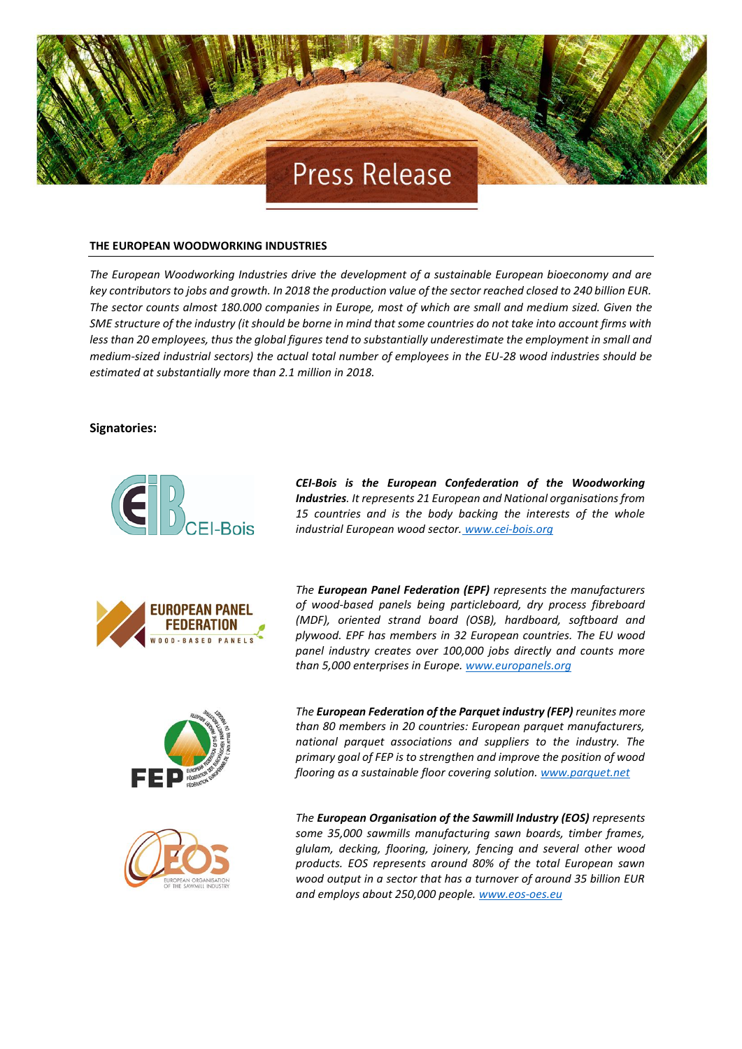Press Release

**THE EUROPEAN WOODWORKING INDUSTRIES**

*The European Woodworking Industries drive the development of a sustainable European bioeconomy and are key contributors to jobs and growth. In 2018 the production value of the sector reached closed to 240 billion EUR. The sector counts almost 180.000 companies in Europe, most of which are small and medium sized. Given the SME structure of the industry (it should be borne in mind that some countries do not take into account firms with less than 20 employees, thus the global figures tend to substantially underestimate the employment in small and medium-sized industrial sectors) the actual total number of employees in the EU-28 wood industries should be estimated at substantially more than 2.1 million in 2018.*

**Signatories:**

*__CEI-Bois is the European Confederation of the Woodworking Industries__. It represents 21 European and National organisations from 15 countries and is the body backing the interests of the whole industrial European wood sector. www.cei-bois.org*

*The __European Panel Federation (EPF)__ represents the manufacturers of wood-based panels being particleboard, dry process fibreboard (MDF), oriented strand board (OSB), hardboard, softboard and plywood. EPF has members in 32 European countries. The EU wood panel industry creates over 100,000 jobs directly and counts more than 5,000 enterprises in Europe. www.europanels.org*

*The __European Federation of the Parquet industry (FEP)__ reunites more than 80 members in 20 countries: European parquet manufacturers, national parquet associations and suppliers to the industry. The primary goal of FEP is to strengthen and improve the position of wood flooring as a sustainable floor covering solution. www.parquet.net*

*The __European Organisation of the Sawmill Industry (EOS)__ represents some 35,000 sawmills manufacturing sawn boards, timber frames, glulam, decking, flooring, joinery, fencing and several other wood products. EOS represents around 80% of the total European sawn wood output in a sector that has a turnover of around 35 billion EUR and employs about 250,000 people. www.eos-oes.eu*